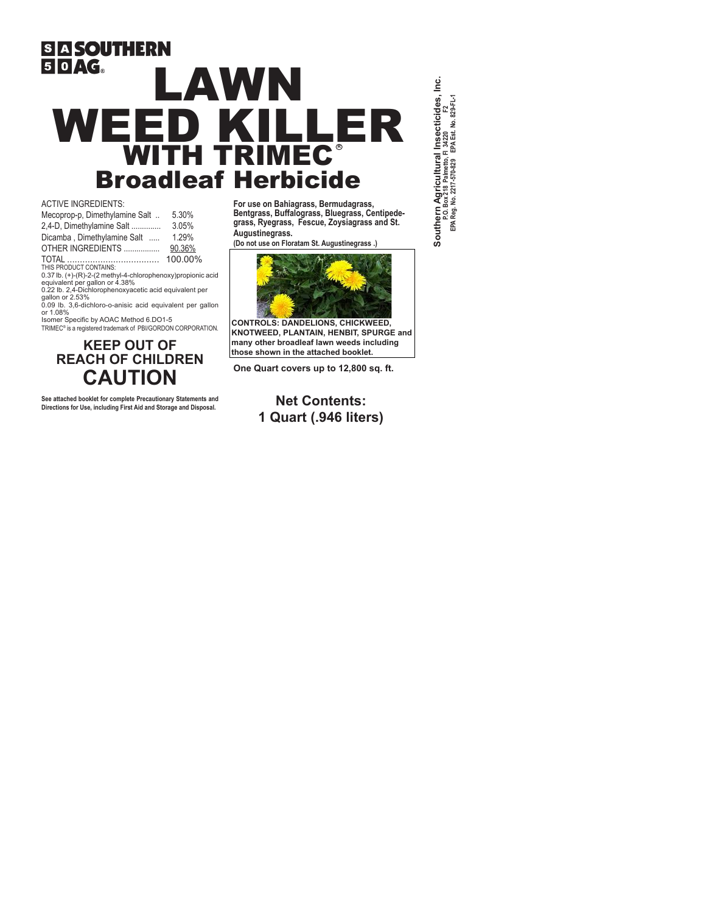SOUTHERN AG®

# LAWN WEED KILLER WITH TRIMEC®

## Broadleaf Herbicide

ACTIVE INGREDIENTS:

| | |
|---|---|
| Mecoprop-p, Dimethylamine Salt .. | 5.30% |
| 2,4-D, Dimethylamine Salt ............. | 3.05% |
| Dicamba , Dimethylamine Salt ..... | 1.29% |
| OTHER INGREDIENTS ................ | 90.36% |
| TOTAL .................................... | 100.00% |

THIS PRODUCT CONTAINS:

0.37 lb. (+)-(R)-2-(2 methyl-4-chlorophenoxy)propionic acid equivalent per gallon or 4.38%

0.22 lb. 2,4-Dichlorophenoxyacetic acid equivalent per gallon or 2.53%

0.09 lb. 3,6-dichloro-o-anisic acid equivalent per gallon or 1.08%

Isomer Specific by AOAC Method 6.DO1-5

TRIMEC® is a registered trademark of PBI/GORDON CORPORATION.

## KEEP OUT OF REACH OF CHILDREN
## CAUTION

**See attached booklet for complete Precautionary Statements and Directions for Use, including First Aid and Storage and Disposal.**

**For use on Bahiagrass, Bermudagrass, Bentgrass, Buffalograss, Bluegrass, Centipedegrass, Ryegrass, Fescue, Zoysiagrass and St. Augustinegrass.**

**(Do not use on Floratam St. Augustinegrass .)**

**CONTROLS: DANDELIONS, CHICKWEED, KNOTWEED, PLANTAIN, HENBIT, SPURGE and many other broadleaf lawn weeds including those shown in the attached booklet.**

**One Quart covers up to 12,800 sq. ft.**

**Net Contents: 1 Quart (.946 liters)**

**Southern Agricultural Insecticides, Inc.**
**P.O. Box 218 Palmetto, Fl 34220 F2**
**EPA Reg. No. 2217-570-829 EPA Est. No. 829-FL-1**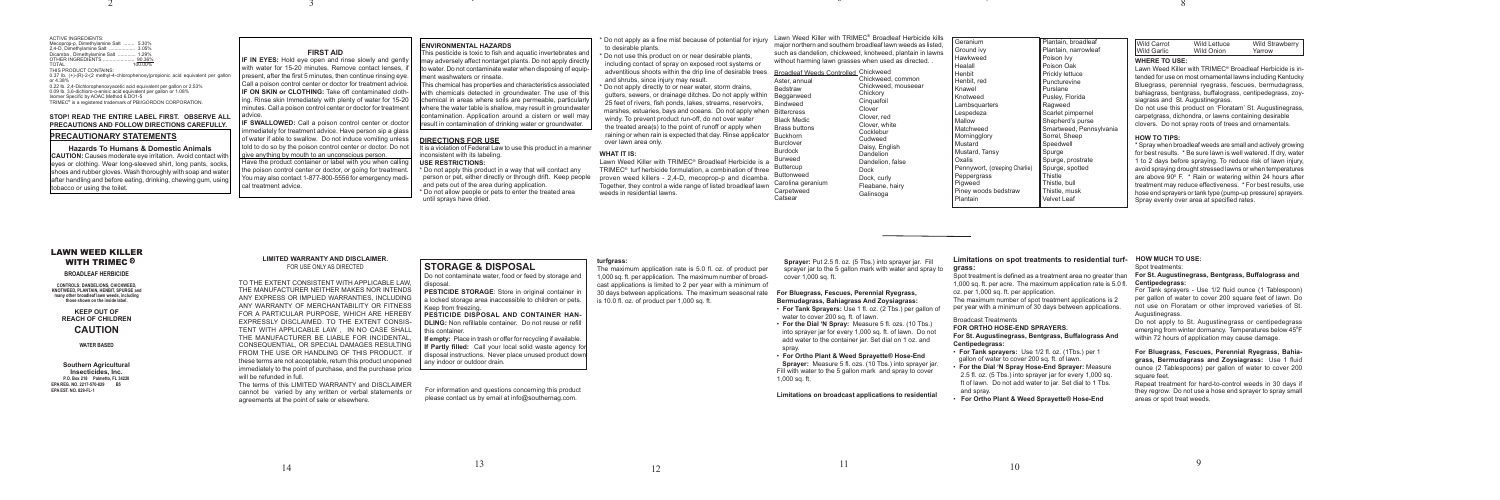ACTIVE INGREDIENTS:
Mecoprop-p, Dimethylamine Salt ........ 5.30%
2,4-D, Dimethylamine Salt ................ 3.05%
Dicamba, Dimethylamine Salt ............ 1.29%
OTHER INGREDIENTS ........................ 90.36%
TOTAL ........................................... 100.00%
THIS PRODUCT CONTAINS:
0.37 lb. (+)-(R)-2-(2 methyl-4-chlorophenoxy)propionic acid equivalent per gallon or 4.38%
0.22 lb. 2,4-Dichlorophenoxyacetic acid equivalent per gallon or 2.53%
0.09 lb. 3,6-dichloro-o-anisic acid equivalent per gallon or 1.08%
Isomer Specific by AOAC Method 6.DO1-5
TRIMEC® is a registered trademark of PBI/GORDON CORPORATION.

**STOP! READ THE ENTIRE LABEL FIRST. OBSERVE ALL PRECAUTIONS AND FOLLOW DIRECTIONS CAREFULLY.**

## PRECAUTIONARY STATEMENTS

### Hazards To Humans & Domestic Animals

**CAUTION:** Causes moderate eye irritation. Avoid contact with eyes or clothing. Wear long-sleeved shirt, long pants, socks, shoes and rubber gloves. Wash thoroughly with soap and water after handling and before eating, drinking, chewing gum, using tobacco or using the toilet.

### FIRST AID

**IF IN EYES:** Hold eye open and rinse slowly and gently with water for 15-20 minutes. Remove contact lenses, if present, after the first 5 minutes, then continue rinsing eye. Call a poison control center or doctor for treatment advice.
**IF ON SKIN or CLOTHING:** Take off contaminated clothing. Rinse skin immediately with plenty of water for 15-20 minutes. Call a poison control center or doctor for treatment advice.
**IF SWALLOWED:** Call a poison control center or doctor immediately for treatment advice. Have person sip a glass of water if able to swallow. Do not induce vomiting unless told to do so by the poison control center or doctor. Do not give anything by mouth to an unconscious person.
Have the product container or label with you when calling the poison control center or doctor, or going for treatment. You may also contact 1-877-800-5556 for emergency medical treatment advice.

### ENVIRONMENTAL HAZARDS

This pesticide is toxic to fish and aquatic invertebrates and may adversely affect nontarget plants. Do not apply directly to water. Do not contaminate water when disposing of equipment washwaters or rinsate.
This chemical has properties and characteristics associated with chemicals detected in groundwater. The use of this chemical in areas where soils are permeable, particularly where the water table is shallow, may result in groundwater contamination. Application around a cistern or well may result in contamination of drinking water or groundwater.

### DIRECTIONS FOR USE

It is a violation of Federal Law to use this product in a manner inconsistent with its labeling.

**USE RESTRICTIONS:**

* Do not apply this product in a way that will contact any person or pet, either directly or through drift. Keep people and pets out of the area during application.
* Do not allow people or pets to enter the treated area until sprays have dried.
* Do not apply as a fine mist because of potential for injury to desirable plants.
* Do not use this product on or near desirable plants, including contact of spray on exposed root systems or adventitious shoots within the drip line of desirable trees and shrubs, since injury may result.
* Do not apply directly to or near water, storm drains, gutters, sewers, or drainage ditches. Do not apply within 25 feet of rivers, fish ponds, lakes, streams, reservoirs, marshes, estuaries, bays and oceans. Do not apply when windy. To prevent product run-off, do not over water the treated area(s) to the point of runoff or apply when raining or when rain is expected that day. Rinse applicator over lawn area only.

**WHAT IT IS:**

Lawn Weed Killer with TRIMEC® Broadleaf Herbicide is a TRIMEC® turf herbicide formulation, a combination of three proven weed killers - 2,4-D, mecoprop-p and dicamba. Together, they control a wide range of listed broadleaf lawn weeds in residential lawns.

Lawn Weed Killer with TRIMEC® Broadleaf Herbicide kills major northern and southern broadleaf lawn weeds as listed, such as dandelion, chickweed, knotweed, plantain in lawns without harming lawn grasses when used as directed.

**Broadleaf Weeds Controlled:**

| | | | |
|---|---|---|---|
| Aster, annual | Chickweed | Geranium | Plantain, broadleaf |
| Bedstraw | Chickweed, common | Ground ivy | Plantain, narrowleaf |
| Beggarweed | Chickweed, mouseear | Hawkweed | Poison ivy |
| Bindweed | Chickory | Healall | Poison Oak |
| Bitterness | Cinquefoil | Henbit | Prickly lettuce |
| Black Medic | Clover | Henbit, red | Puncturevine |
| Brass buttons | Clover, red | Knawel | Purslane |
| Buckhorn | Clover, white | Knotweed | Pusley, Florida |
| Burclover | Cocklebur | Lambsquarters | Ragweed |
| Burdock | Cudweed | Lespedeza | Scarlet pimpernel |
| Burweed | Daisy, English | Mallow | Shepherd's purse |
| Buttercup | Dandelion | Matchweed | Smartweed, Pennsylvania |
| Buttonweed | Dandelion, false | Morningglory | Sorrel, Sheep |
| Carolina geranium | Dock | Mustard | Speedwell |
| Carpetweed | Dock, curly | Mustard, Tansy | Spurge |
| Catsear | Fleabane, hairy | Oxalis | Spurge, prostrate |
| | Galinsoga | Pennywort, (creeping Charlie) | Spurge, spotted |
| | | Peppergrass | Thistle |
| | | Pigweed | Thistle, bull |
| | | Piney woods bedstraw | Thistle, musk |
| | | Plantain | Velvet Leaf |
| | | Wild Carrot | Wild Lettuce |
| | | Wild Garlic | Wild Onion |
| | | Wild Strawberry | Yarrow |

**WHERE TO USE:**

Lawn Weed Killer with TRIMEC® Broadleaf Herbicide is intended for use on most ornamental lawns including Kentucky Bluegrass, perennial ryegrass, fescues, bermudagrass, bahiagrass, bentgrass, buffalograss, centipedegrass, zoysiagrass and St. Augustinegrass.
Do not use this product on 'Floratam' St. Augustinegrass, carpetgrass, dichondra, or lawns containing desirable clovers. Do not spray roots of trees and ornamentals.

**HOW TO TIPS:**

* Spray when broadleaf weeds are small and actively growing for best results. * Be sure lawn is well watered. If dry, water 1 to 2 days before spraying. To reduce risk of lawn injury, avoid spraying drought stressed lawns or when temperatures are above 90° F. * Rain or watering within 24 hours after treatment may reduce effectiveness. * For best results, use hose end sprayers or tank type (pump-up pressure) sprayers. Spray evenly over area at specified rates.

# LAWN WEED KILLER WITH TRIMEC®

**BROADLEAF HERBICIDE**

**CONTROLS: DANDELIONS, CHICKWEEDS, KNOTWEED, PLANTAIN, HENBIT, SPURGE and many other broadleaf lawn weeds, including those shown on the inside label.**

**KEEP OUT OF REACH OF CHILDREN**

**CAUTION**

**WATER BASED**

**Southern Agricultural Insecticides, Inc.**
P.O. Box 218 Palmetto, FL 34220
EPA REG. NO. 2217-576-829
EPA EST. NO. 829-FL-1

### LIMITED WARRANTY AND DISCLAIMER.

FOR USE ONLY AS DIRECTED

TO THE EXTENT CONSISTENT WITH APPLICABLE LAW, THE MANUFACTURER NEITHER MAKES NOR INTENDS ANY EXPRESS OR IMPLIED WARRANTIES, INCLUDING ANY WARRANTY OF MERCHANTABILITY OR FITNESS FOR A PARTICULAR PURPOSE, WHICH ARE HEREBY EXPRESSLY DISCLAIMED. TO THE EXTENT CONSISTENT WITH APPLICABLE LAW, IN NO CASE SHALL THE MANUFACTURER BE LIABLE FOR INCIDENTAL, CONSEQUENTIAL, OR SPECIAL DAMAGES RESULTING FROM THE USE OR HANDLING OF THIS PRODUCT. If these terms are not acceptable, return this product unopened immediately to the point of purchase, and the purchase price will be refunded in full.
The terms of this LIMITED WARRANTY and DISCLAIMER cannot be varied by any written or verbal statements or agreements at the point of sale or elsewhere.

## STORAGE & DISPOSAL

Do not contaminate water, food or feed by storage and disposal.
**PESTICIDE STORAGE:** Store in original container in a locked storage area inaccessible to children or pets. Keep from freezing.
**PESTICIDE DISPOSAL AND CONTAINER HANDLING:** Non refillable container. Do not reuse or refill this container.
**If empty:** Place in trash or offer for recycling if available.
**If Partly filled:** Call your local solid waste agency for disposal instructions. Never place unused product down any indoor or outdoor drain.

For information and questions concerning this product please contact us by email at info@southernag.com.

**turfgrass:**
The maximum application rate is 5.0 fl. oz. of product per 1,000 sq. ft. per application. The maximum number of broadcast applications is limited to 2 per year with a minimum of 30 days between applications. The maximum seasonal rate is 10.0 fl. oz. of product per 1,000 sq. ft.

**Sprayer:** Put 2.5 fl. oz. (5 Tbs.) into sprayer jar. Fill sprayer jar to the 5 gallon mark with water and spray to cover 1,000 sq. ft.

**For Bluegrass, Fescues, Perennial Ryegrass, Bermudagrass, Bahiagrass And Zoysiagrass:**

* **For Tank Sprayers:** Use 1 fl. oz. (2 Tbs.) per gallon of water to cover 200 sq. ft. of lawn.
* **For the Dial 'N Spray:** Measure 5 fl. ozs. (10 Tbs.) into sprayer jar for every 1,000 sq. ft. of lawn. Do not add water to the container jar. Set dial on 1 oz. and spray.
* **For Ortho Plant & Weed Sprayette® Hose-End Sprayer:** Measure 5 fl. ozs. (10 Tbs.) into sprayer jar. Fill with water to the 5 gallon mark and spray to cover 1,000 sq. ft.

**Limitations on broadcast applications to residential**

**Limitations on spot treatments to residential turfgrass:**
Spot treatment is defined as a treatment area no greater than 1,000 sq. ft. per acre. The maximum application rate is 5.0 fl. oz. per 1,000 sq. ft. per application.
The maximum number of spot treatment applications is 2 per year with a minimum of 30 days between applications.

Broadcast Treatments
**FOR ORTHO HOSE-END SPRAYERS.**
**For St. Augustinegrass, Bentgrass, Buffalograss And Centipedegrass:**

* **For Tank sprayers:** Use 1/2 fl. oz. (1Tbs.) per 1 gallon of water to cover 200 sq. ft. of lawn.
* **For the Dial 'N Spray Hose-End Sprayer:** Measure 2.5 fl. oz. (5 Tbs.) into sprayer jar for every 1,000 sq. ft of lawn. Do not add water to jar. Set dial to 1 Tbs. and spray.
* **For Ortho Plant & Weed Sprayette® Hose-End**

**HOW MUCH TO USE:**
Spot treatments:
**For St. Augustinegrass, Bentgrass, Buffalograss and Centipedegrass:**
For Tank sprayers - Use 1/2 fluid ounce (1 Tablespoon) per gallon of water to cover 200 square feet of lawn. Do not use on Floratam or other improved varieties of St. Augustinegrass.
Do not apply to St. Augustinegrass or centipedegrass emerging from winter dormancy. Temperatures below 45°F within 72 hours of application may cause damage.

**For Bluegrass, Fescues, Perennial Ryegrass, Bahiagrass, Bermudagrass and Zoysiagrass:** Use 1 fluid ounce (2 Tablespoons) per gallon of water to cover 200 square feet.
Repeat treatment for hard-to-control weeds in 30 days if they regrow. Do not use a hose end sprayer to spray small areas or spot treat weeds.